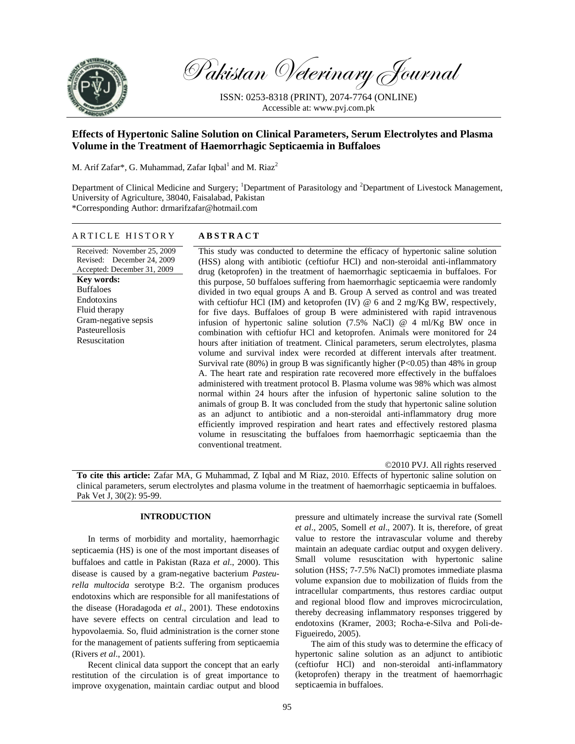# Pakistan Veterinary Journal

ISSN: 0253-8318 (PRINT), 2074-7764 (ONLINE)
Accessible at: www.pvj.com.pk

## Effects of Hypertonic Saline Solution on Clinical Parameters, Serum Electrolytes and Plasma Volume in the Treatment of Haemorrhagic Septicaemia in Buffaloes

M. Arif Zafar*, G. Muhammad, Zafar Iqbal[1] and M. Riaz[2]

Department of Clinical Medicine and Surgery; [1]Department of Parasitology and [2]Department of Livestock Management, University of Agriculture, 38040, Faisalabad, Pakistan
*Corresponding Author: drmarifzafar@hotmail.com

### ARTICLE HISTORY

Received: November 25, 2009
Revised: December 24, 2009
Accepted: December 31, 2009

**Key words:**
Buffaloes
Endotoxins
Fluid therapy
Gram-negative sepsis
Pasteurellosis
Resuscitation

### ABSTRACT

This study was conducted to determine the efficacy of hypertonic saline solution (HSS) along with antibiotic (ceftiofur HCl) and non-steroidal anti-inflammatory drug (ketoprofen) in the treatment of haemorrhagic septicaemia in buffaloes. For this purpose, 50 buffaloes suffering from haemorrhagic septicaemia were randomly divided in two equal groups A and B. Group A served as control and was treated with ceftiofur HCl (IM) and ketoprofen (IV) @ 6 and 2 mg/Kg BW, respectively, for five days. Buffaloes of group B were administered with rapid intravenous infusion of hypertonic saline solution (7.5% NaCl) @ 4 ml/Kg BW once in combination with ceftiofur HCl and ketoprofen. Animals were monitored for 24 hours after initiation of treatment. Clinical parameters, serum electrolytes, plasma volume and survival index were recorded at different intervals after treatment. Survival rate (80%) in group B was significantly higher ($P<0.05$) than 48% in group A. The heart rate and respiration rate recovered more effectively in the buffaloes administered with treatment protocol B. Plasma volume was 98% which was almost normal within 24 hours after the infusion of hypertonic saline solution to the animals of group B. It was concluded from the study that hypertonic saline solution as an adjunct to antibiotic and a non-steroidal anti-inflammatory drug more efficiently improved respiration and heart rates and effectively restored plasma volume in resuscitating the buffaloes from haemorrhagic septicaemia than the conventional treatment.

©2010 PVJ. All rights reserved

**To cite this article:** Zafar MA, G Muhammad, Z Iqbal and M Riaz, 2010. Effects of hypertonic saline solution on clinical parameters, serum electrolytes and plasma volume in the treatment of haemorrhagic septicaemia in buffaloes. Pak Vet J, 30(2): 95-99.

## INTRODUCTION

In terms of morbidity and mortality, haemorrhagic septicaemia (HS) is one of the most important diseases of buffaloes and cattle in Pakistan (Raza *et al*., 2000). This disease is caused by a gram-negative bacterium *Pasteurella multocida* serotype B:2. The organism produces endotoxins which are responsible for all manifestations of the disease (Horadagoda *et al*., 2001). These endotoxins have severe effects on central circulation and lead to hypovolaemia. So, fluid administration is the corner stone for the management of patients suffering from septicaemia (Rivers *et al*., 2001).

Recent clinical data support the concept that an early restitution of the circulation is of great importance to improve oxygenation, maintain cardiac output and blood pressure and ultimately increase the survival rate (Somell *et al*., 2005, Somell *et al*., 2007). It is, therefore, of great value to restore the intravascular volume and thereby maintain an adequate cardiac output and oxygen delivery. Small volume resuscitation with hypertonic saline solution (HSS; 7-7.5% NaCl) promotes immediate plasma volume expansion due to mobilization of fluids from the intracellular compartments, thus restores cardiac output and regional blood flow and improves microcirculation, thereby decreasing inflammatory responses triggered by endotoxins (Kramer, 2003; Rocha-e-Silva and Poli-de-Figueiredo, 2005).

The aim of this study was to determine the efficacy of hypertonic saline solution as an adjunct to antibiotic (ceftiofur HCl) and non-steroidal anti-inflammatory (ketoprofen) therapy in the treatment of haemorrhagic septicaemia in buffaloes.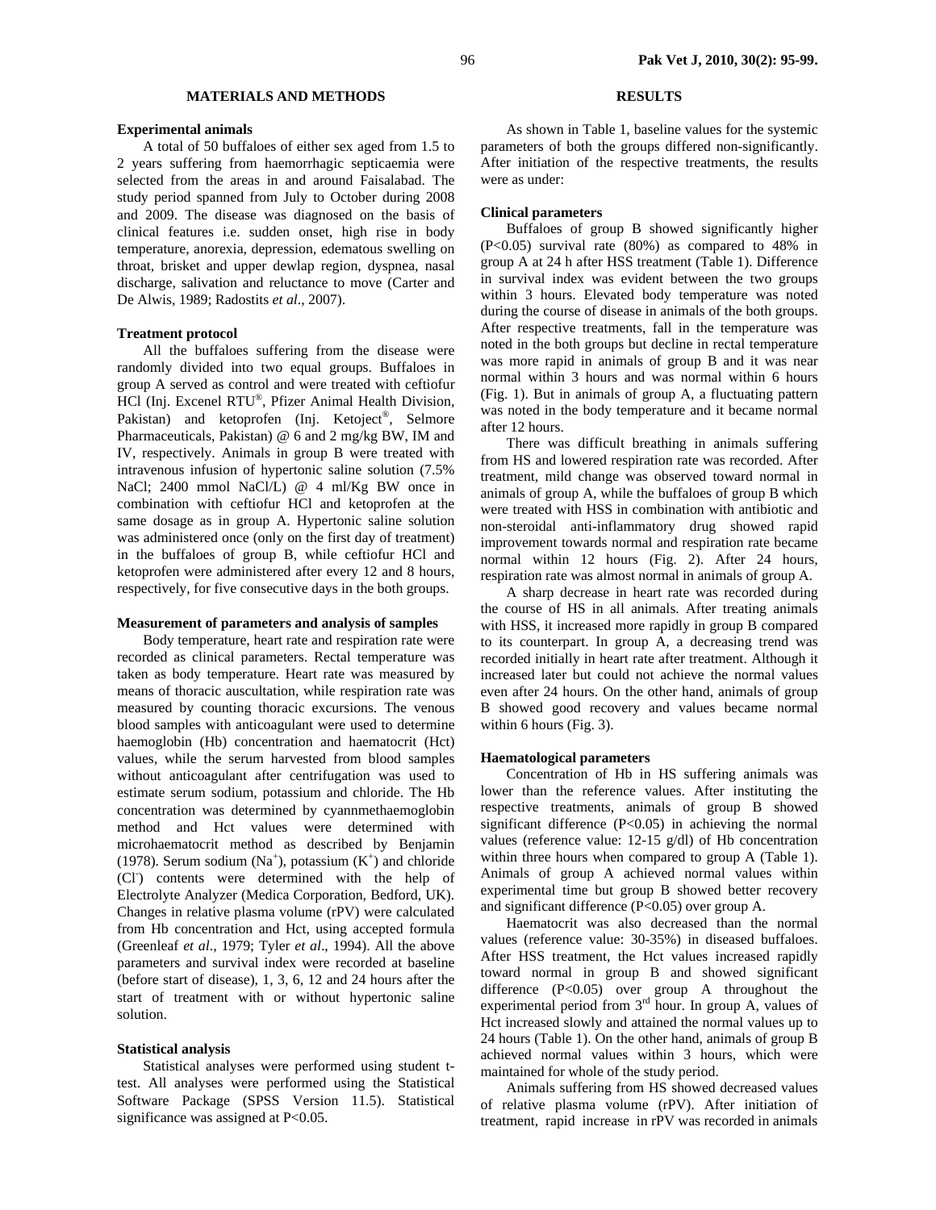## MATERIALS AND METHODS

### Experimental animals

A total of 50 buffaloes of either sex aged from 1.5 to 2 years suffering from haemorrhagic septicaemia were selected from the areas in and around Faisalabad. The study period spanned from July to October during 2008 and 2009. The disease was diagnosed on the basis of clinical features i.e. sudden onset, high rise in body temperature, anorexia, depression, edematous swelling on throat, brisket and upper dewlap region, dyspnea, nasal discharge, salivation and reluctance to move (Carter and De Alwis, 1989; Radostits *et al*., 2007).

### Treatment protocol

All the buffaloes suffering from the disease were randomly divided into two equal groups. Buffaloes in group A served as control and were treated with ceftiofur HCl (Inj. Excenel RTU®, Pfizer Animal Health Division, Pakistan) and ketoprofen (Inj. Ketoject®, Selmore Pharmaceuticals, Pakistan) @ 6 and 2 mg/kg BW, IM and IV, respectively. Animals in group B were treated with intravenous infusion of hypertonic saline solution (7.5% NaCl; 2400 mmol NaCl/L) @ 4 ml/Kg BW once in combination with ceftiofur HCl and ketoprofen at the same dosage as in group A. Hypertonic saline solution was administered once (only on the first day of treatment) in the buffaloes of group B, while ceftiofur HCl and ketoprofen were administered after every 12 and 8 hours, respectively, for five consecutive days in the both groups.

### Measurement of parameters and analysis of samples

Body temperature, heart rate and respiration rate were recorded as clinical parameters. Rectal temperature was taken as body temperature. Heart rate was measured by means of thoracic auscultation, while respiration rate was measured by counting thoracic excursions. The venous blood samples with anticoagulant were used to determine haemoglobin (Hb) concentration and haematocrit (Hct) values, while the serum harvested from blood samples without anticoagulant after centrifugation was used to estimate serum sodium, potassium and chloride. The Hb concentration was determined by cyannmethaemoglobin method and Hct values were determined with microhaematocrit method as described by Benjamin (1978). Serum sodium ($Na^+$), potassium ($K^+$) and chloride ($Cl^-$) contents were determined with the help of Electrolyte Analyzer (Medica Corporation, Bedford, UK). Changes in relative plasma volume (rPV) were calculated from Hb concentration and Hct, using accepted formula (Greenleaf *et al*., 1979; Tyler *et al*., 1994). All the above parameters and survival index were recorded at baseline (before start of disease), 1, 3, 6, 12 and 24 hours after the start of treatment with or without hypertonic saline solution.

### Statistical analysis

Statistical analyses were performed using student t-test. All analyses were performed using the Statistical Software Package (SPSS Version 11.5). Statistical significance was assigned at $P<0.05$.

## RESULTS

As shown in Table 1, baseline values for the systemic parameters of both the groups differed non-significantly. After initiation of the respective treatments, the results were as under:

### Clinical parameters

Buffaloes of group B showed significantly higher ($P<0.05$) survival rate (80%) as compared to 48% in group A at 24 h after HSS treatment (Table 1). Difference in survival index was evident between the two groups within 3 hours. Elevated body temperature was noted during the course of disease in animals of the both groups. After respective treatments, fall in the temperature was noted in the both groups but decline in rectal temperature was more rapid in animals of group B and it was near normal within 3 hours and was normal within 6 hours (Fig. 1). But in animals of group A, a fluctuating pattern was noted in the body temperature and it became normal after 12 hours.

There was difficult breathing in animals suffering from HS and lowered respiration rate was recorded. After treatment, mild change was observed toward normal in animals of group A, while the buffaloes of group B which were treated with HSS in combination with antibiotic and non-steroidal anti-inflammatory drug showed rapid improvement towards normal and respiration rate became normal within 12 hours (Fig. 2). After 24 hours, respiration rate was almost normal in animals of group A.

A sharp decrease in heart rate was recorded during the course of HS in all animals. After treating animals with HSS, it increased more rapidly in group B compared to its counterpart. In group A, a decreasing trend was recorded initially in heart rate after treatment. Although it increased later but could not achieve the normal values even after 24 hours. On the other hand, animals of group B showed good recovery and values became normal within 6 hours (Fig. 3).

### Haematological parameters

Concentration of Hb in HS suffering animals was lower than the reference values. After instituting the respective treatments, animals of group B showed significant difference ($P<0.05$) in achieving the normal values (reference value: 12-15 g/dl) of Hb concentration within three hours when compared to group A (Table 1). Animals of group A achieved normal values within experimental time but group B showed better recovery and significant difference ($P<0.05$) over group A.

Haematocrit was also decreased than the normal values (reference value: 30-35%) in diseased buffaloes. After HSS treatment, the Hct values increased rapidly toward normal in group B and showed significant difference ($P<0.05$) over group A throughout the experimental period from 3rd hour. In group A, values of Hct increased slowly and attained the normal values up to 24 hours (Table 1). On the other hand, animals of group B achieved normal values within 3 hours, which were maintained for whole of the study period.

Animals suffering from HS showed decreased values of relative plasma volume (rPV). After initiation of treatment, rapid increase in rPV was recorded in animals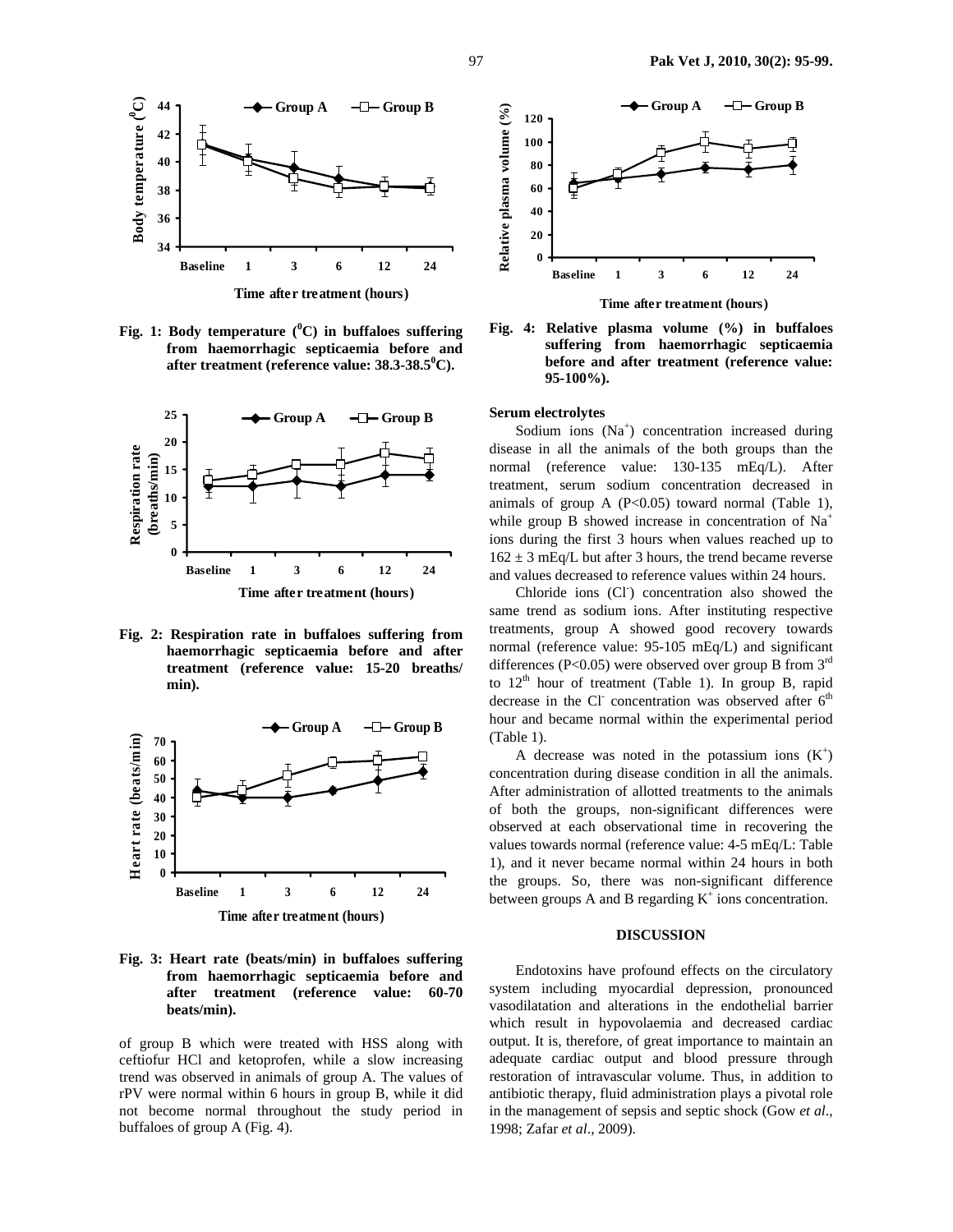Fig. 1: Body temperature ($^0$C) in buffaloes suffering from haemorrhagic septicaemia before and after treatment (reference value: 38.3-38.5$^0$C).

Fig. 2: Respiration rate in buffaloes suffering from haemorrhagic septicaemia before and after treatment (reference value: 15-20 breaths/ min).

Fig. 3: Heart rate (beats/min) in buffaloes suffering from haemorrhagic septicaemia before and after treatment (reference value: 60-70 beats/min).

of group B which were treated with HSS along with ceftiofur HCl and ketoprofen, while a slow increasing trend was observed in animals of group A. The values of rPV were normal within 6 hours in group B, while it did not become normal throughout the study period in buffaloes of group A (Fig. 4).

Fig. 4: Relative plasma volume (%) in buffaloes suffering from haemorrhagic septicaemia before and after treatment (reference value: 95-100%).

**Serum electrolytes**

Sodium ions ($Na^+$) concentration increased during disease in all the animals of the both groups than the normal (reference value: 130-135 mEq/L). After treatment, serum sodium concentration decreased in animals of group A (P<0.05) toward normal (Table 1), while group B showed increase in concentration of $Na^+$ ions during the first 3 hours when values reached up to $162 \pm 3$ mEq/L but after 3 hours, the trend became reverse and values decreased to reference values within 24 hours.

Chloride ions ($Cl^-$) concentration also showed the same trend as sodium ions. After instituting respective treatments, group A showed good recovery towards normal (reference value: 95-105 mEq/L) and significant differences (P<0.05) were observed over group B from 3rd to 12th hour of treatment (Table 1). In group B, rapid decrease in the $Cl^-$ concentration was observed after 6th hour and became normal within the experimental period (Table 1).

A decrease was noted in the potassium ions ($K^+$) concentration during disease condition in all the animals. After administration of allotted treatments to the animals of both the groups, non-significant differences were observed at each observational time in recovering the values towards normal (reference value: 4-5 mEq/L: Table 1), and it never became normal within 24 hours in both the groups. So, there was non-significant difference between groups A and B regarding $K^+$ ions concentration.

## DISCUSSION

Endotoxins have profound effects on the circulatory system including myocardial depression, pronounced vasodilatation and alterations in the endothelial barrier which result in hypovolaemia and decreased cardiac output. It is, therefore, of great importance to maintain an adequate cardiac output and blood pressure through restoration of intravascular volume. Thus, in addition to antibiotic therapy, fluid administration plays a pivotal role in the management of sepsis and septic shock (Gow *et al*., 1998; Zafar *et al*., 2009).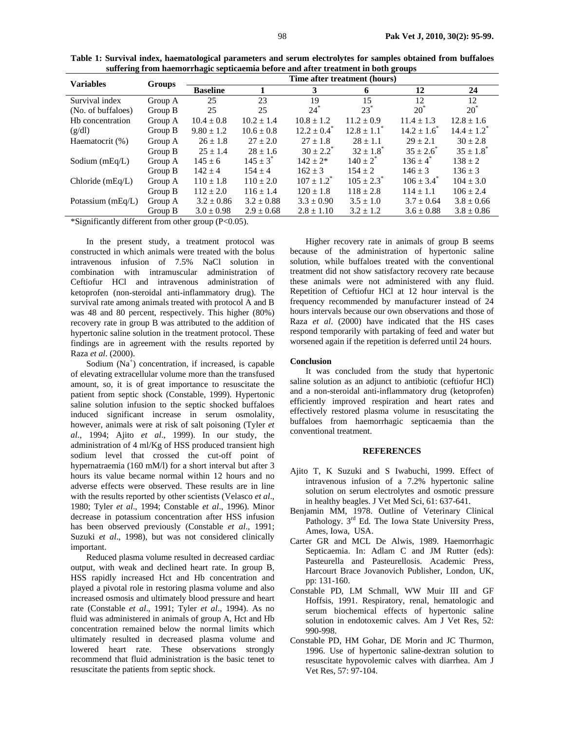**Table 1: Survival index, haematological parameters and serum electrolytes for samples obtained from buffaloes suffering from haemorrhagic septicaemia before and after treatment in both groups**

| Variables | Groups | Time after treatment (hours) | | | | | |
|---|---|---|---|---|---|---|---|
| | | Baseline | 1 | 3 | 6 | 12 | 24 |
| Survival index | Group A | 25 | 23 | 19 | 15 | 12 | 12 |
| (No. of buffaloes) | Group B | 25 | 25 | 24* | 23* | 20* | 20* |
| Hb concentration | Group A | 10.4 ± 0.8 | 10.2 ± 1.4 | 10.8 ± 1.2 | 11.2 ± 0.9 | 11.4 ± 1.3 | 12.8 ± 1.6 |
| (g/dl) | Group B | 9.80 ± 1.2 | 10.6 ± 0.8 | 12.2 ± 0.4* | 12.8 ± 1.1* | 14.2 ± 1.6* | 14.4 ± 1.2* |
| Haematocrit (%) | Group A | 26 ± 1.8 | 27 ± 2.0 | 27 ± 1.8 | 28 ± 1.1 | 29 ± 2.1 | 30 ± 2.8 |
| | Group B | 25 ± 1.4 | 28 ± 1.6 | 30 ± 2.2* | 32 ± 1.8* | 35 ± 2.6* | 35 ± 1.8* |
| Sodium (mEq/L) | Group A | 145 ± 6 | 145 ± 3* | 142 ± 2* | 140 ± 2* | 136 ± 4* | 138 ± 2 |
| | Group B | 142 ± 4 | 154 ± 4 | 162 ± 3 | 154 ± 2 | 146 ± 3 | 136 ± 3 |
| Chloride (mEq/L) | Group A | 110 ± 1.8 | 110 ± 2.0 | 107 ± 1.2* | 105 ± 2.3* | 106 ± 3.4* | 104 ± 3.0 |
| | Group B | 112 ± 2.0 | 116 ± 1.4 | 120 ± 1.8 | 118 ± 2.8 | 114 ± 1.1 | 106 ± 2.4 |
| Potassium (mEq/L) | Group A | 3.2 ± 0.86 | 3.2 ± 0.88 | 3.3 ± 0.90 | 3.5 ± 1.0 | 3.7 ± 0.64 | 3.8 ± 0.66 |
| | Group B | 3.0 ± 0.98 | 2.9 ± 0.68 | 2.8 ± 1.10 | 3.2 ± 1.2 | 3.6 ± 0.88 | 3.8 ± 0.86 |

*Significantly different from other group (P<0.05).

In the present study, a treatment protocol was constructed in which animals were treated with the bolus intravenous infusion of 7.5% NaCl solution in combination with intramuscular administration of Ceftiofur HCl and intravenous administration of ketoprofen (non-steroidal anti-inflammatory drug). The survival rate among animals treated with protocol A and B was 48 and 80 percent, respectively. This higher (80%) recovery rate in group B was attributed to the addition of hypertonic saline solution in the treatment protocol. These findings are in agreement with the results reported by Raza *et al*. (2000).

Sodium ($Na^+$) concentration, if increased, is capable of elevating extracellular volume more than the transfused amount, so, it is of great importance to resuscitate the patient from septic shock (Constable, 1999). Hypertonic saline solution infusion to the septic shocked buffaloes induced significant increase in serum osmolality, however, animals were at risk of salt poisoning (Tyler *et al*., 1994; Ajito *et al*., 1999). In our study, the administration of 4 ml/Kg of HSS produced transient high sodium level that crossed the cut-off point of hypernatraemia (160 mM/l) for a short interval but after 3 hours its value became normal within 12 hours and no adverse effects were observed. These results are in line with the results reported by other scientists (Velasco *et al*., 1980; Tyler *et al*., 1994; Constable *et al*., 1996). Minor decrease in potassium concentration after HSS infusion has been observed previously (Constable *et al*., 1991; Suzuki *et al*., 1998), but was not considered clinically important.

Reduced plasma volume resulted in decreased cardiac output, with weak and declined heart rate. In group B, HSS rapidly increased Hct and Hb concentration and played a pivotal role in restoring plasma volume and also increased osmosis and ultimately blood pressure and heart rate (Constable *et al*., 1991; Tyler *et al*., 1994). As no fluid was administered in animals of group A, Hct and Hb concentration remained below the normal limits which ultimately resulted in decreased plasma volume and lowered heart rate. These observations strongly recommend that fluid administration is the basic tenet to resuscitate the patients from septic shock.

Higher recovery rate in animals of group B seems because of the administration of hypertonic saline solution, while buffaloes treated with the conventional treatment did not show satisfactory recovery rate because these animals were not administered with any fluid. Repetition of Ceftiofur HCl at 12 hour interval is the frequency recommended by manufacturer instead of 24 hours intervals because our own observations and those of Raza *et al*. (2000) have indicated that the HS cases respond temporarily with partaking of feed and water but worsened again if the repetition is deferred until 24 hours.

### Conclusion

It was concluded from the study that hypertonic saline solution as an adjunct to antibiotic (ceftiofur HCl) and a non-steroidal anti-inflammatory drug (ketoprofen) efficiently improved respiration and heart rates and effectively restored plasma volume in resuscitating the buffaloes from haemorrhagic septicaemia than the conventional treatment.

## REFERENCES

- Ajito T, K Suzuki and S Iwabuchi, 1999. Effect of intravenous infusion of a 7.2% hypertonic saline solution on serum electrolytes and osmotic pressure in healthy beagles. J Vet Med Sci, 61: 637-641.
- Benjamin MM, 1978. Outline of Veterinary Clinical Pathology. 3rd Ed. The Iowa State University Press, Ames, Iowa, USA.
- Carter GR and MCL De Alwis, 1989. Haemorrhagic Septicaemia. In: Adlam C and JM Rutter (eds): Pasteurella and Pasteurellosis. Academic Press, Harcourt Brace Jovanovich Publisher, London, UK, pp: 131-160.
- Constable PD, LM Schmall, WW Muir III and GF Hoffsis, 1991. Respiratory, renal, hematologic and serum biochemical effects of hypertonic saline solution in endotoxemic calves. Am J Vet Res, 52: 990-998.
- Constable PD, HM Gohar, DE Morin and JC Thurmon, 1996. Use of hypertonic saline-dextran solution to resuscitate hypovolemic calves with diarrhea. Am J Vet Res, 57: 97-104.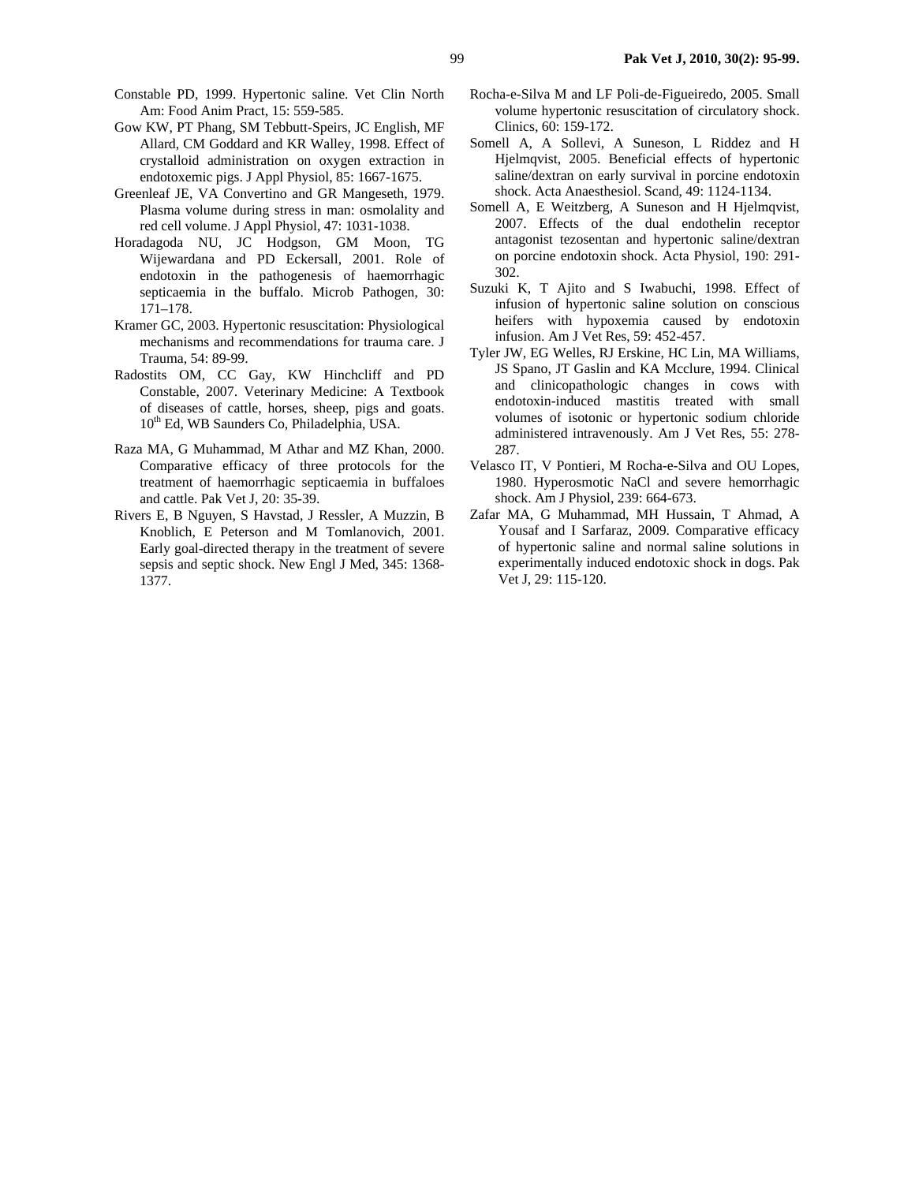Constable PD, 1999. Hypertonic saline. Vet Clin North Am: Food Anim Pract, 15: 559-585.

Gow KW, PT Phang, SM Tebbutt-Speirs, JC English, MF Allard, CM Goddard and KR Walley, 1998. Effect of crystalloid administration on oxygen extraction in endotoxemic pigs. J Appl Physiol, 85: 1667-1675.

Greenleaf JE, VA Convertino and GR Mangeseth, 1979. Plasma volume during stress in man: osmolality and red cell volume. J Appl Physiol, 47: 1031-1038.

Horadagoda NU, JC Hodgson, GM Moon, TG Wijewardana and PD Eckersall, 2001. Role of endotoxin in the pathogenesis of haemorrhagic septicaemia in the buffalo. Microb Pathogen, 30: 171–178.

Kramer GC, 2003. Hypertonic resuscitation: Physiological mechanisms and recommendations for trauma care. J Trauma, 54: 89-99.

Radostits OM, CC Gay, KW Hinchcliff and PD Constable, 2007. Veterinary Medicine: A Textbook of diseases of cattle, horses, sheep, pigs and goats. 10th Ed, WB Saunders Co, Philadelphia, USA.

Raza MA, G Muhammad, M Athar and MZ Khan, 2000. Comparative efficacy of three protocols for the treatment of haemorrhagic septicaemia in buffaloes and cattle. Pak Vet J, 20: 35-39.

Rivers E, B Nguyen, S Havstad, J Ressler, A Muzzin, B Knoblich, E Peterson and M Tomlanovich, 2001. Early goal-directed therapy in the treatment of severe sepsis and septic shock. New Engl J Med, 345: 1368-1377.

Rocha-e-Silva M and LF Poli-de-Figueiredo, 2005. Small volume hypertonic resuscitation of circulatory shock. Clinics, 60: 159-172.

Somell A, A Sollevi, A Suneson, L Riddez and H Hjelmqvist, 2005. Beneficial effects of hypertonic saline/dextran on early survival in porcine endotoxin shock. Acta Anaesthesiol. Scand, 49: 1124-1134.

Somell A, E Weitzberg, A Suneson and H Hjelmqvist, 2007. Effects of the dual endothelin receptor antagonist tezosentan and hypertonic saline/dextran on porcine endotoxin shock. Acta Physiol, 190: 291-302.

Suzuki K, T Ajito and S Iwabuchi, 1998. Effect of infusion of hypertonic saline solution on conscious heifers with hypoxemia caused by endotoxin infusion. Am J Vet Res, 59: 452-457.

Tyler JW, EG Welles, RJ Erskine, HC Lin, MA Williams, JS Spano, JT Gaslin and KA Mcclure, 1994. Clinical and clinicopathologic changes in cows with endotoxin-induced mastitis treated with small volumes of isotonic or hypertonic sodium chloride administered intravenously. Am J Vet Res, 55: 278-287.

Velasco IT, V Pontieri, M Rocha-e-Silva and OU Lopes, 1980. Hyperosmotic NaCl and severe hemorrhagic shock. Am J Physiol, 239: 664-673.

Zafar MA, G Muhammad, MH Hussain, T Ahmad, A Yousaf and I Sarfaraz, 2009. Comparative efficacy of hypertonic saline and normal saline solutions in experimentally induced endotoxic shock in dogs. Pak Vet J, 29: 115-120.